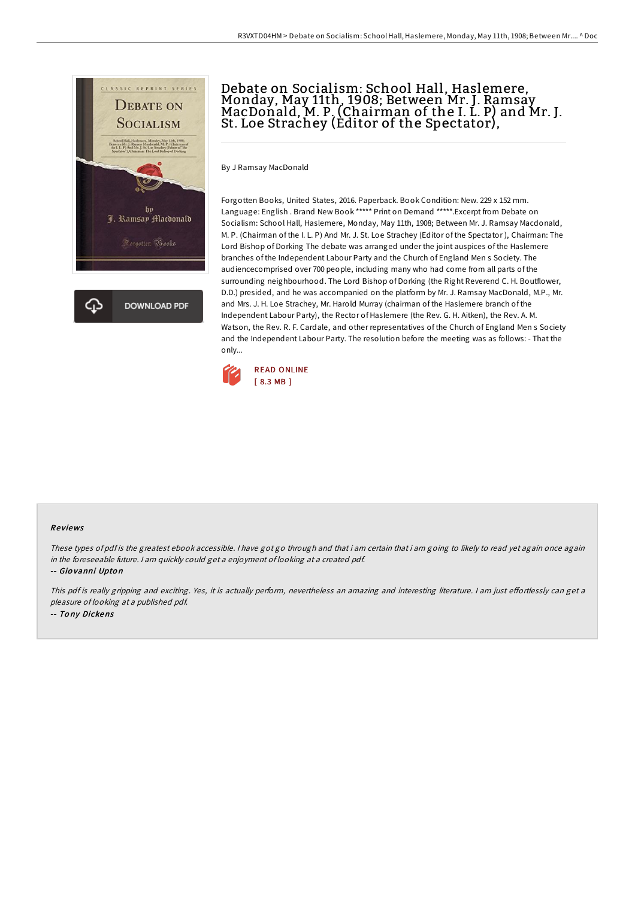# Debate on Socialism: School Hall, Haslemere, Monday, May 11th, 1908; Between Mr. J. Ramsay MacDonald, M. P. (Chairman of the I. L. P) and Mr. J. St. Loe Strachey (Editor of the Spectator),

By J Ramsay MacDonald

Forgotten Books, United States, 2016. Paperback. Book Condition: New. 229 x 152 mm. Language: English . Brand New Book ***** Print on Demand *****.Excerpt from Debate on Socialism: School Hall, Haslemere, Monday, May 11th, 1908; Between Mr. J. Ramsay Macdonald, M. P. (Chairman of the I. L. P) And Mr. J. St. Loe Strachey (Editor of the Spectator ), Chairman: The Lord Bishop of Dorking The debate was arranged under the joint auspices of the Haslemere branches of the Independent Labour Party and the Church of England Men s Society. The audiencecomprised over 700 people, including many who had come from all parts of the surrounding neighbourhood. The Lord Bishop of Dorking (the Right Reverend C. H. Boutflower, D.D.) presided, and he was accompanied on the platform by Mr. J. Ramsay MacDonald, M.P., Mr. and Mrs. J. H. Loe Strachey, Mr. Harold Murray (chairman of the Haslemere branch of the Independent Labour Party), the Rector of Haslemere (the Rev. G. H. Aitken), the Rev. A. M. Watson, the Rev. R. F. Cardale, and other representatives of the Church of England Men s Society and the Independent Labour Party. The resolution before the meeting was as follows: - That the only...

READ ONLINE
[ 8.3 MB ]

## Reviews

*These types of pdf is the greatest ebook accessible. I have got go through and that i am certain that i am going to likely to read yet again once again in the foreseeable future. I am quickly could get a enjoyment of looking at a created pdf.*

-- Giovanni Upton

*This pdf is really gripping and exciting. Yes, it is actually perform, nevertheless an amazing and interesting literature. I am just effortlessly can get a pleasure of looking at a published pdf.*

-- Tony Dickens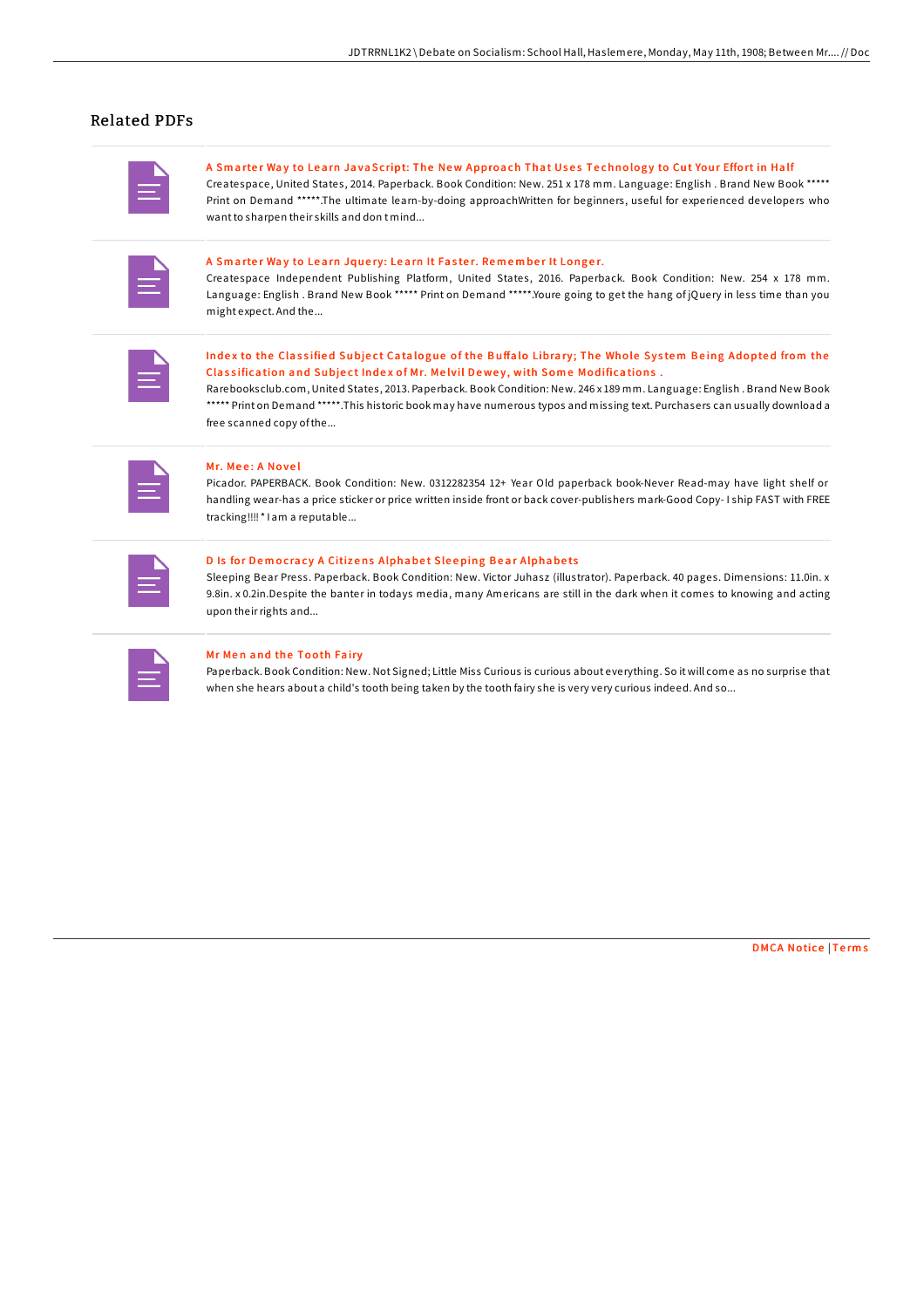## Related PDFs

**A Smarter Way to Learn JavaScript: The New Approach That Uses Technology to Cut Your Effort in Half**

Createspace, United States, 2014. Paperback. Book Condition: New. 251 x 178 mm. Language: English . Brand New Book ***** Print on Demand *****.The ultimate learn-by-doing approachWritten for beginners, useful for experienced developers who want to sharpen their skills and don t mind...

**A Smarter Way to Learn Jquery: Learn It Faster. Remember It Longer.**

Createspace Independent Publishing Platform, United States, 2016. Paperback. Book Condition: New. 254 x 178 mm. Language: English . Brand New Book ***** Print on Demand *****.Youre going to get the hang of jQuery in less time than you might expect. And the...

**Index to the Classified Subject Catalogue of the Buffalo Library; The Whole System Being Adopted from the Classification and Subject Index of Mr. Melvil Dewey, with Some Modifications .**

Rarebooksclub.com, United States, 2013. Paperback. Book Condition: New. 246 x 189 mm. Language: English . Brand New Book ***** Print on Demand *****.This historic book may have numerous typos and missing text. Purchasers can usually download a free scanned copy of the...

**Mr. Mee: A Novel**

Picador. PAPERBACK. Book Condition: New. 0312282354 12+ Year Old paperback book-Never Read-may have light shelf or handling wear-has a price sticker or price written inside front or back cover-publishers mark-Good Copy- I ship FAST with FREE tracking!!!! * I am a reputable...

**D Is for Democracy A Citizens Alphabet Sleeping Bear Alphabets**

Sleeping Bear Press. Paperback. Book Condition: New. Victor Juhasz (illustrator). Paperback. 40 pages. Dimensions: 11.0in. x 9.8in. x 0.2in.Despite the banter in todays media, many Americans are still in the dark when it comes to knowing and acting upon their rights and...

**Mr Men and the Tooth Fairy**

Paperback. Book Condition: New. Not Signed; Little Miss Curious is curious about everything. So it will come as no surprise that when she hears about a child's tooth being taken by the tooth fairy she is very very curious indeed. And so...

DMCA Notice | Terms